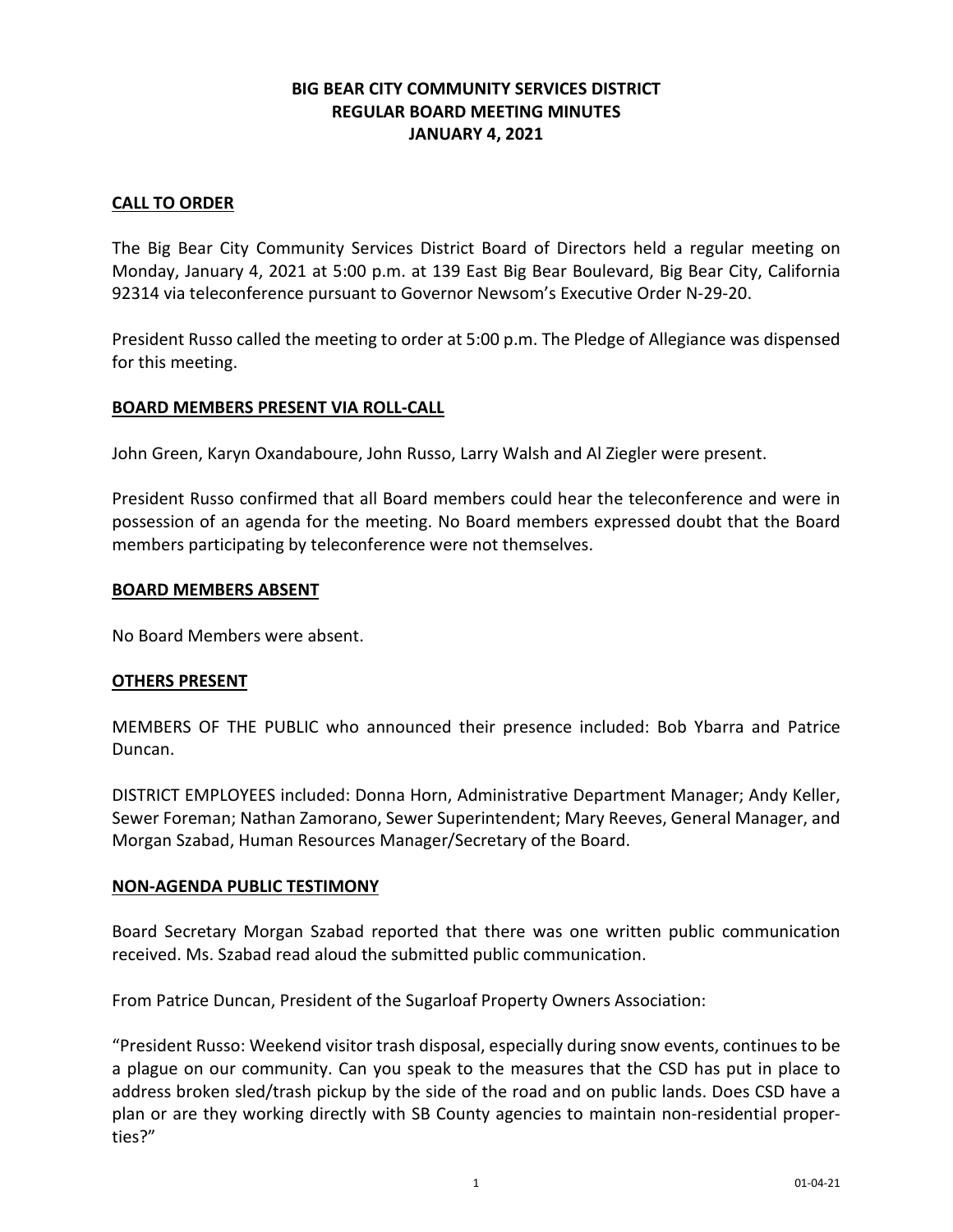# BIG BEAR CITY COMMUNITY SERVICES DISTRICT
## REGULAR BOARD MEETING MINUTES
## JANUARY 4, 2021

### CALL TO ORDER

The Big Bear City Community Services District Board of Directors held a regular meeting on Monday, January 4, 2021 at 5:00 p.m. at 139 East Big Bear Boulevard, Big Bear City, California 92314 via teleconference pursuant to Governor Newsom's Executive Order N-29-20.

President Russo called the meeting to order at 5:00 p.m. The Pledge of Allegiance was dispensed for this meeting.

### BOARD MEMBERS PRESENT VIA ROLL-CALL

John Green, Karyn Oxandaboure, John Russo, Larry Walsh and Al Ziegler were present.

President Russo confirmed that all Board members could hear the teleconference and were in possession of an agenda for the meeting. No Board members expressed doubt that the Board members participating by teleconference were not themselves.

### BOARD MEMBERS ABSENT

No Board Members were absent.

### OTHERS PRESENT

MEMBERS OF THE PUBLIC who announced their presence included: Bob Ybarra and Patrice Duncan.

DISTRICT EMPLOYEES included: Donna Horn, Administrative Department Manager; Andy Keller, Sewer Foreman; Nathan Zamorano, Sewer Superintendent; Mary Reeves, General Manager, and Morgan Szabad, Human Resources Manager/Secretary of the Board.

### NON-AGENDA PUBLIC TESTIMONY

Board Secretary Morgan Szabad reported that there was one written public communication received. Ms. Szabad read aloud the submitted public communication.

From Patrice Duncan, President of the Sugarloaf Property Owners Association:

"President Russo: Weekend visitor trash disposal, especially during snow events, continues to be a plague on our community. Can you speak to the measures that the CSD has put in place to address broken sled/trash pickup by the side of the road and on public lands. Does CSD have a plan or are they working directly with SB County agencies to maintain non-residential properties?"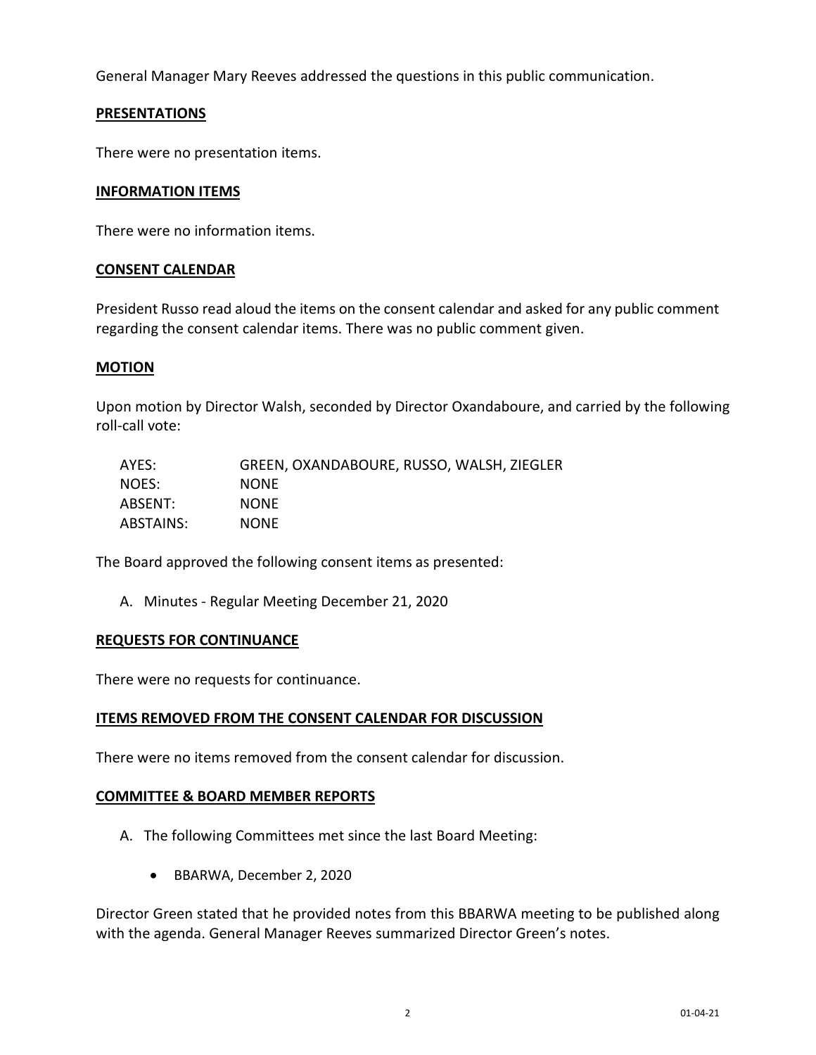General Manager Mary Reeves addressed the questions in this public communication.

## PRESENTATIONS

There were no presentation items.

## INFORMATION ITEMS

There were no information items.

## CONSENT CALENDAR

President Russo read aloud the items on the consent calendar and asked for any public comment regarding the consent calendar items. There was no public comment given.

## MOTION

Upon motion by Director Walsh, seconded by Director Oxandaboure, and carried by the following roll-call vote:

| | |
|---|---|
| AYES: | GREEN, OXANDABOURE, RUSSO, WALSH, ZIEGLER |
| NOES: | NONE |
| ABSENT: | NONE |
| ABSTAINS: | NONE |

The Board approved the following consent items as presented:

A. Minutes - Regular Meeting December 21, 2020

## REQUESTS FOR CONTINUANCE

There were no requests for continuance.

## ITEMS REMOVED FROM THE CONSENT CALENDAR FOR DISCUSSION

There were no items removed from the consent calendar for discussion.

## COMMITTEE & BOARD MEMBER REPORTS

A. The following Committees met since the last Board Meeting:

- BBARWA, December 2, 2020

Director Green stated that he provided notes from this BBARWA meeting to be published along with the agenda. General Manager Reeves summarized Director Green's notes.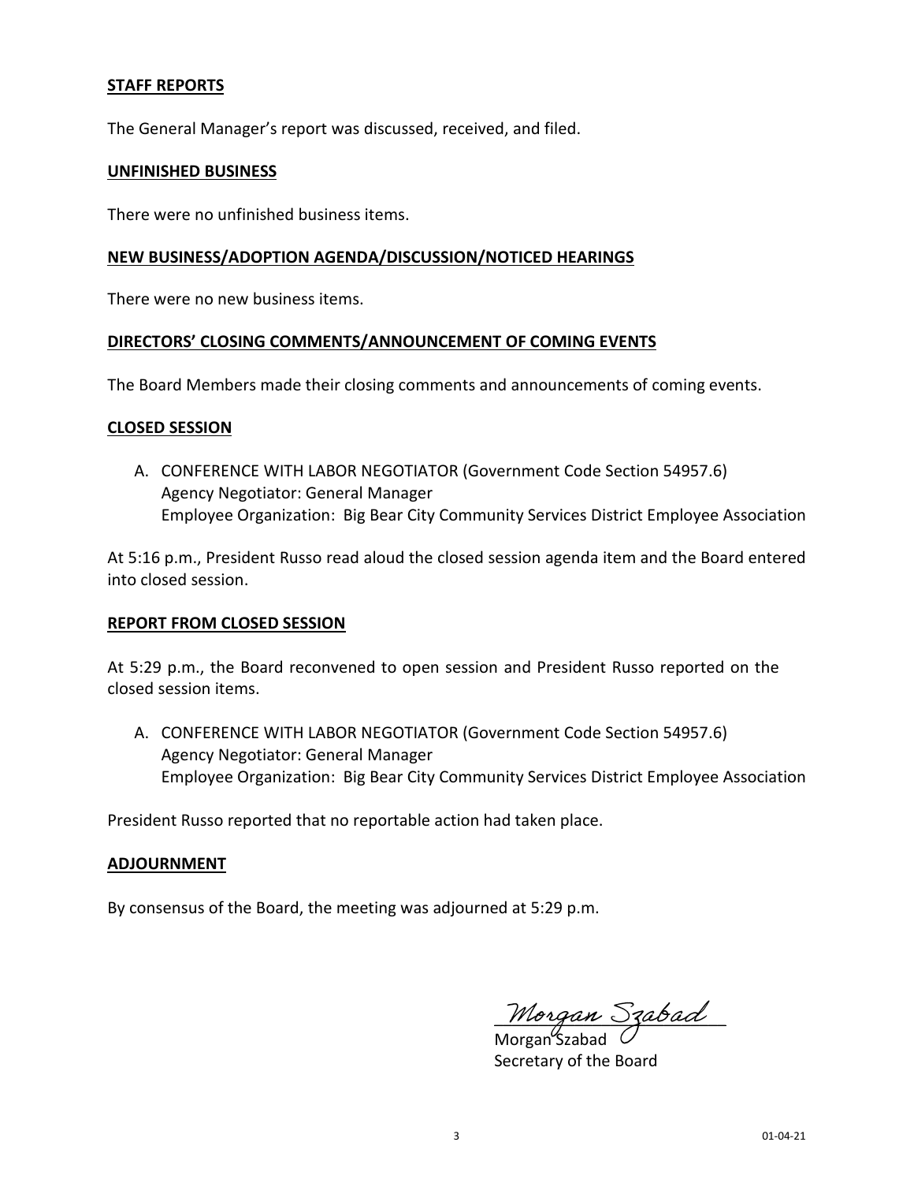**STAFF REPORTS**

The General Manager's report was discussed, received, and filed.

**UNFINISHED BUSINESS**

There were no unfinished business items.

**NEW BUSINESS/ADOPTION AGENDA/DISCUSSION/NOTICED HEARINGS**

There were no new business items.

**DIRECTORS' CLOSING COMMENTS/ANNOUNCEMENT OF COMING EVENTS**

The Board Members made their closing comments and announcements of coming events.

**CLOSED SESSION**

A. CONFERENCE WITH LABOR NEGOTIATOR (Government Code Section 54957.6)
   Agency Negotiator: General Manager
   Employee Organization: Big Bear City Community Services District Employee Association

At 5:16 p.m., President Russo read aloud the closed session agenda item and the Board entered into closed session.

**REPORT FROM CLOSED SESSION**

At 5:29 p.m., the Board reconvened to open session and President Russo reported on the closed session items.

A. CONFERENCE WITH LABOR NEGOTIATOR (Government Code Section 54957.6)
   Agency Negotiator: General Manager
   Employee Organization: Big Bear City Community Services District Employee Association

President Russo reported that no reportable action had taken place.

**ADJOURNMENT**

By consensus of the Board, the meeting was adjourned at 5:29 p.m.

Morgan Szabad

Morgan Szabad
Secretary of the Board